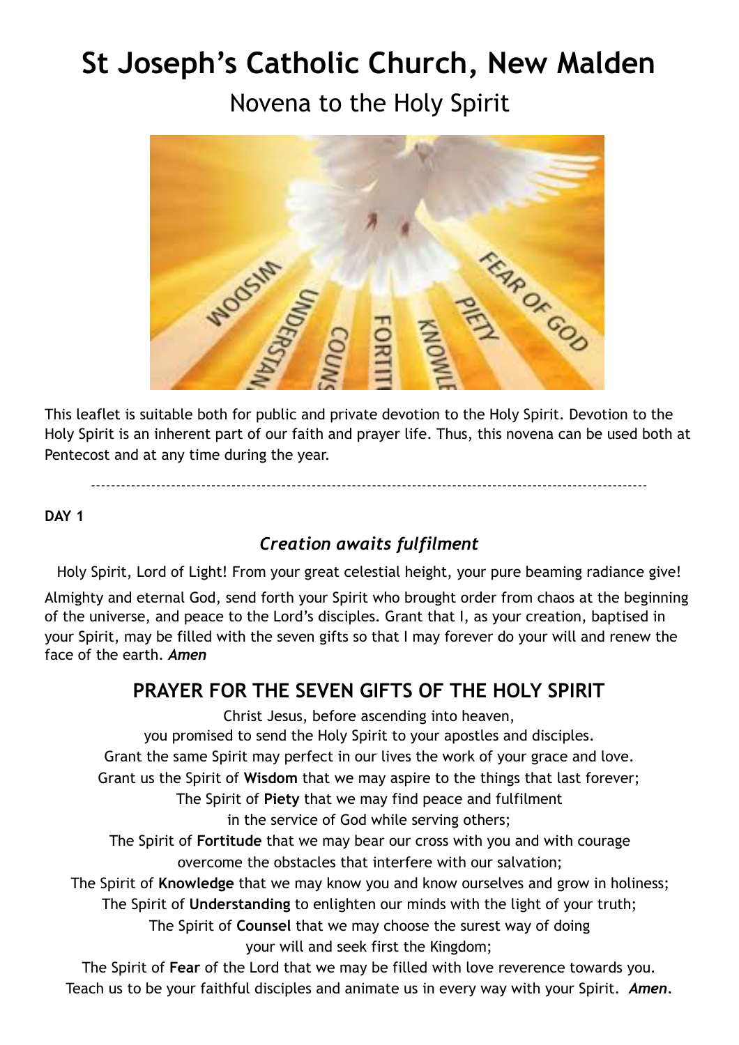# St Joseph's Catholic Church, New Malden

## Novena to the Holy Spirit

This leaflet is suitable both for public and private devotion to the Holy Spirit. Devotion to the Holy Spirit is an inherent part of our faith and prayer life. Thus, this novena can be used both at Pentecost and at any time during the year.

---

**DAY 1**

### *Creation awaits fulfilment*

Holy Spirit, Lord of Light! From your great celestial height, your pure beaming radiance give!

Almighty and eternal God, send forth your Spirit who brought order from chaos at the beginning of the universe, and peace to the Lord's disciples. Grant that I, as your creation, baptised in your Spirit, may be filled with the seven gifts so that I may forever do your will and renew the face of the earth. ***Amen***

## PRAYER FOR THE SEVEN GIFTS OF THE HOLY SPIRIT

Christ Jesus, before ascending into heaven,
you promised to send the Holy Spirit to your apostles and disciples.
Grant the same Spirit may perfect in our lives the work of your grace and love.
Grant us the Spirit of **Wisdom** that we may aspire to the things that last forever;
The Spirit of **Piety** that we may find peace and fulfilment
in the service of God while serving others;
The Spirit of **Fortitude** that we may bear our cross with you and with courage
overcome the obstacles that interfere with our salvation;
The Spirit of **Knowledge** that we may know you and know ourselves and grow in holiness;
The Spirit of **Understanding** to enlighten our minds with the light of your truth;
The Spirit of **Counsel** that we may choose the surest way of doing
your will and seek first the Kingdom;
The Spirit of **Fear** of the Lord that we may be filled with love reverence towards you.
Teach us to be your faithful disciples and animate us in every way with your Spirit. ***Amen***.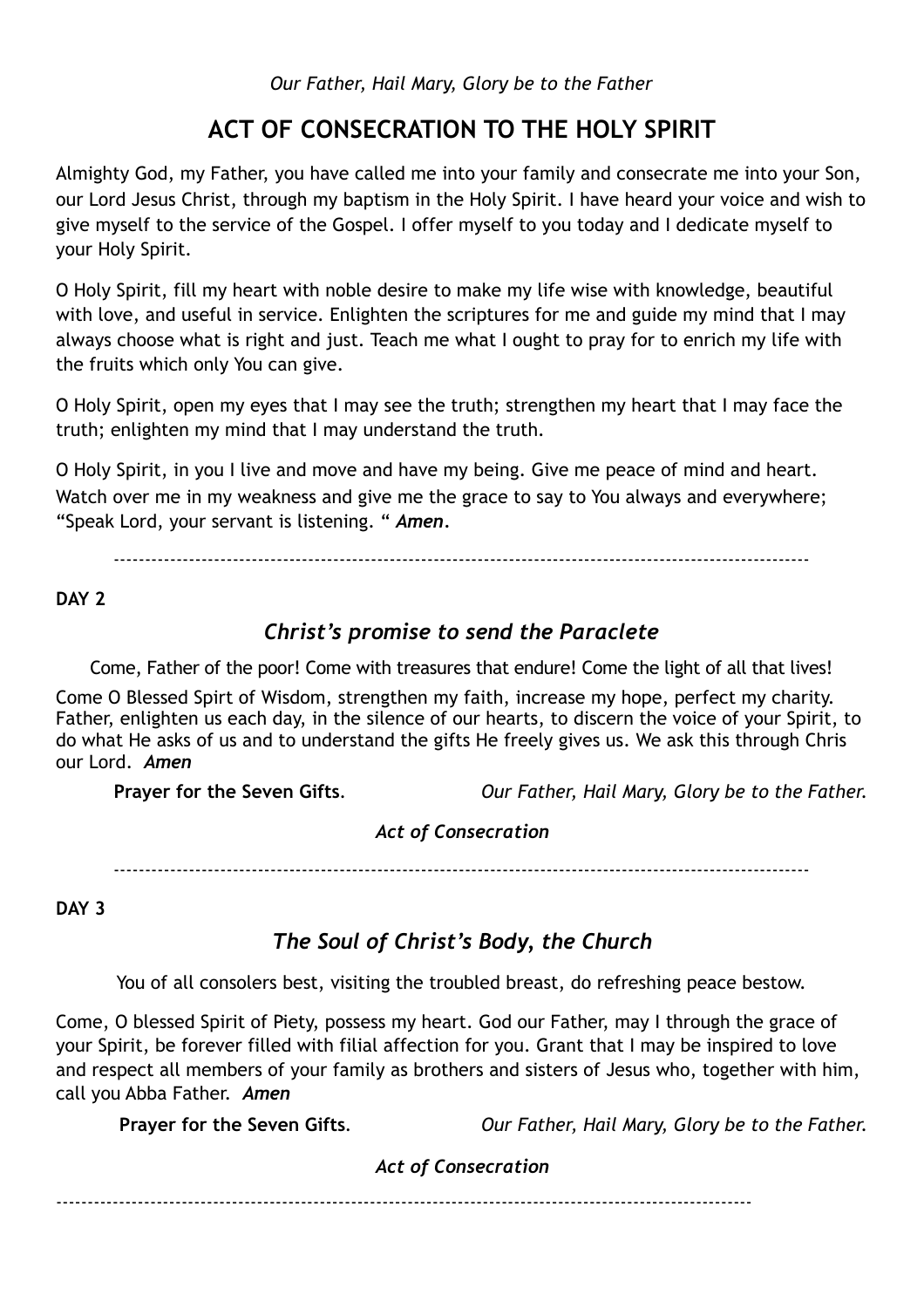*Our Father, Hail Mary, Glory be to the Father*

## ACT OF CONSECRATION TO THE HOLY SPIRIT

Almighty God, my Father, you have called me into your family and consecrate me into your Son, our Lord Jesus Christ, through my baptism in the Holy Spirit. I have heard your voice and wish to give myself to the service of the Gospel. I offer myself to you today and I dedicate myself to your Holy Spirit.

O Holy Spirit, fill my heart with noble desire to make my life wise with knowledge, beautiful with love, and useful in service. Enlighten the scriptures for me and guide my mind that I may always choose what is right and just. Teach me what I ought to pray for to enrich my life with the fruits which only You can give.

O Holy Spirit, open my eyes that I may see the truth; strengthen my heart that I may face the truth; enlighten my mind that I may understand the truth.

O Holy Spirit, in you I live and move and have my being. Give me peace of mind and heart. Watch over me in my weakness and give me the grace to say to You always and everywhere; "Speak Lord, your servant is listening. " ***Amen***.

---

**DAY 2**

### *Christ's promise to send the Paraclete*

Come, Father of the poor! Come with treasures that endure! Come the light of all that lives!

Come O Blessed Spirt of Wisdom, strengthen my faith, increase my hope, perfect my charity. Father, enlighten us each day, in the silence of our hearts, to discern the voice of your Spirit, to do what He asks of us and to understand the gifts He freely gives us. We ask this through Chris our Lord. ***Amen***

**Prayer for the Seven Gifts**. *Our Father, Hail Mary, Glory be to the Father.*

*Act of Consecration*

---

**DAY 3**

### *The Soul of Christ's Body, the Church*

You of all consolers best, visiting the troubled breast, do refreshing peace bestow.

Come, O blessed Spirit of Piety, possess my heart. God our Father, may I through the grace of your Spirit, be forever filled with filial affection for you. Grant that I may be inspired to love and respect all members of your family as brothers and sisters of Jesus who, together with him, call you Abba Father. ***Amen***

**Prayer for the Seven Gifts**. *Our Father, Hail Mary, Glory be to the Father.*

*Act of Consecration*

---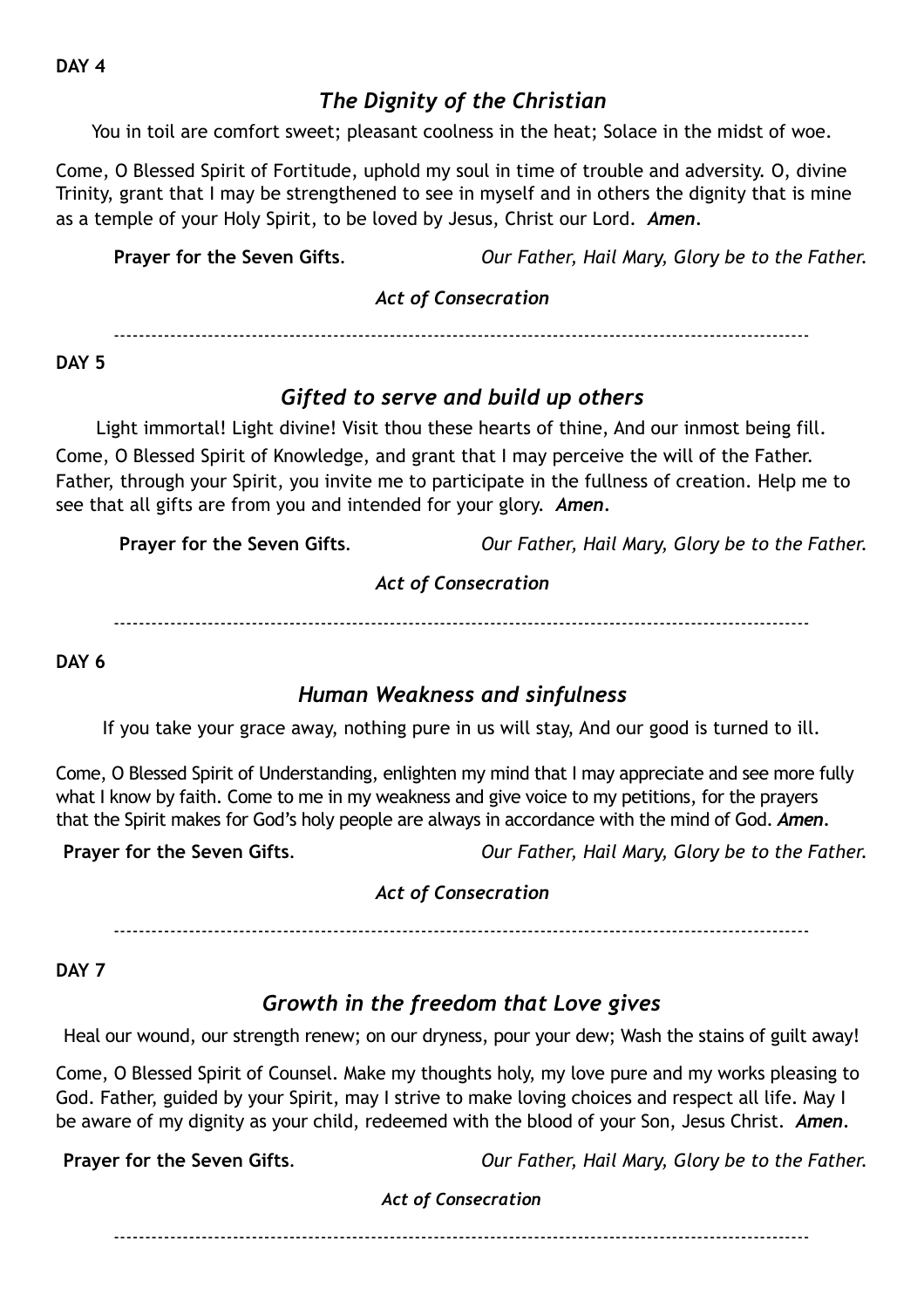**DAY 4**

## *The Dignity of the Christian*

You in toil are comfort sweet; pleasant coolness in the heat; Solace in the midst of woe.

Come, O Blessed Spirit of Fortitude, uphold my soul in time of trouble and adversity. O, divine Trinity, grant that I may be strengthened to see in myself and in others the dignity that is mine as a temple of your Holy Spirit, to be loved by Jesus, Christ our Lord. ***Amen***.

**Prayer for the Seven Gifts**. *Our Father, Hail Mary, Glory be to the Father.*

***Act of Consecration***

---

**DAY 5**

## *Gifted to serve and build up others*

Light immortal! Light divine! Visit thou these hearts of thine, And our inmost being fill.

Come, O Blessed Spirit of Knowledge, and grant that I may perceive the will of the Father. Father, through your Spirit, you invite me to participate in the fullness of creation. Help me to see that all gifts are from you and intended for your glory. ***Amen***.

**Prayer for the Seven Gifts**. *Our Father, Hail Mary, Glory be to the Father.*

***Act of Consecration***

---

**DAY 6**

## *Human Weakness and sinfulness*

If you take your grace away, nothing pure in us will stay, And our good is turned to ill.

Come, O Blessed Spirit of Understanding, enlighten my mind that I may appreciate and see more fully what I know by faith. Come to me in my weakness and give voice to my petitions, for the prayers that the Spirit makes for God's holy people are always in accordance with the mind of God. ***Amen***.

**Prayer for the Seven Gifts**. *Our Father, Hail Mary, Glory be to the Father.*

***Act of Consecration***

---

**DAY 7**

## *Growth in the freedom that Love gives*

Heal our wound, our strength renew; on our dryness, pour your dew; Wash the stains of guilt away!

Come, O Blessed Spirit of Counsel. Make my thoughts holy, my love pure and my works pleasing to God. Father, guided by your Spirit, may I strive to make loving choices and respect all life. May I be aware of my dignity as your child, redeemed with the blood of your Son, Jesus Christ. ***Amen***.

**Prayer for the Seven Gifts**. *Our Father, Hail Mary, Glory be to the Father.*

***Act of Consecration***

---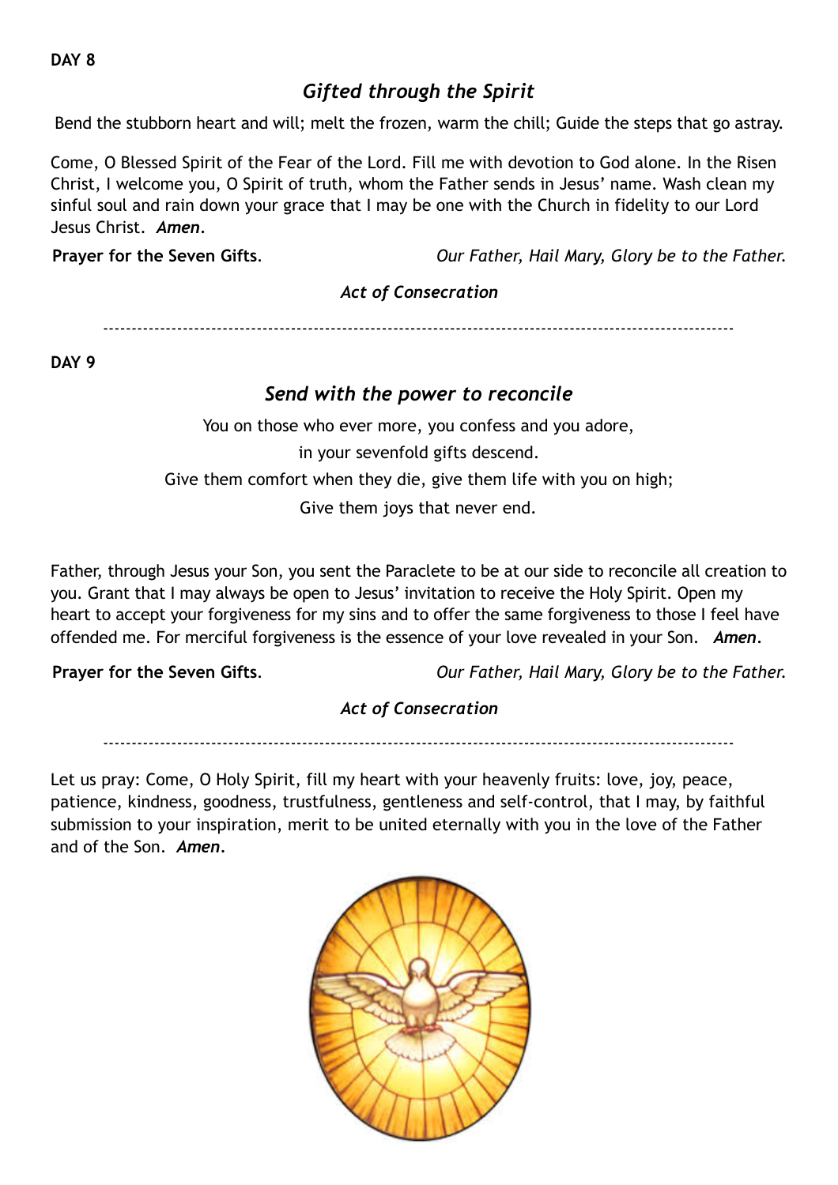**DAY 8**

### *Gifted through the Spirit*

Bend the stubborn heart and will; melt the frozen, warm the chill; Guide the steps that go astray.

Come, O Blessed Spirit of the Fear of the Lord. Fill me with devotion to God alone. In the Risen Christ, I welcome you, O Spirit of truth, whom the Father sends in Jesus' name. Wash clean my sinful soul and rain down your grace that I may be one with the Church in fidelity to our Lord Jesus Christ. ***Amen.***

**Prayer for the Seven Gifts**. *Our Father, Hail Mary, Glory be to the Father.*

*Act of Consecration*

---

**DAY 9**

### *Send with the power to reconcile*

You on those who ever more, you confess and you adore,

in your sevenfold gifts descend.

Give them comfort when they die, give them life with you on high;

Give them joys that never end.

Father, through Jesus your Son, you sent the Paraclete to be at our side to reconcile all creation to you. Grant that I may always be open to Jesus' invitation to receive the Holy Spirit. Open my heart to accept your forgiveness for my sins and to offer the same forgiveness to those I feel have offended me. For merciful forgiveness is the essence of your love revealed in your Son. ***Amen.***

**Prayer for the Seven Gifts**. *Our Father, Hail Mary, Glory be to the Father.*

*Act of Consecration*

---

Let us pray: Come, O Holy Spirit, fill my heart with your heavenly fruits: love, joy, peace, patience, kindness, goodness, trustfulness, gentleness and self-control, that I may, by faithful submission to your inspiration, merit to be united eternally with you in the love of the Father and of the Son. ***Amen.***